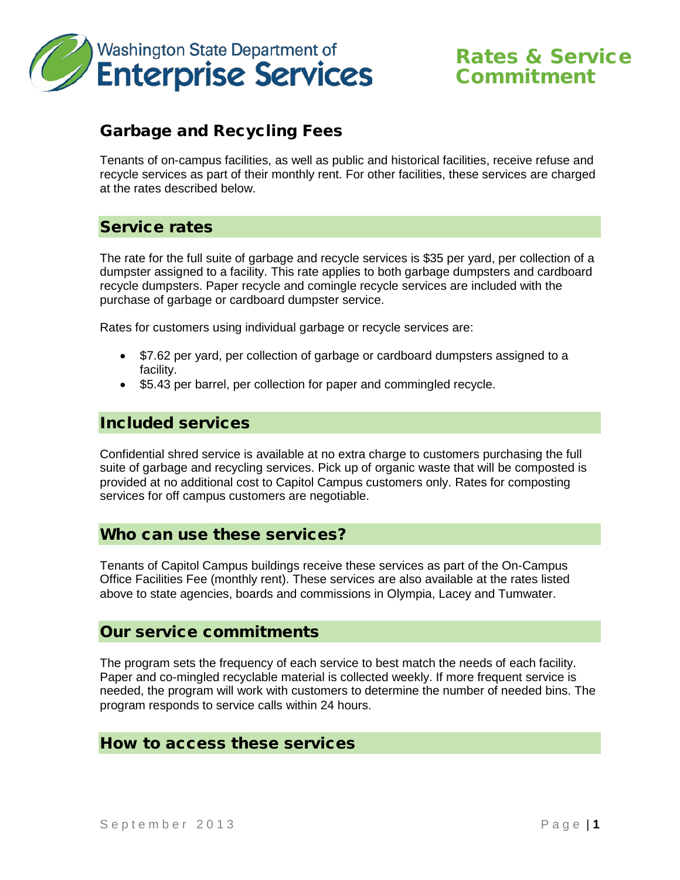Washington State Department of Enterprise Services

# Rates & Service Commitment

## Garbage and Recycling Fees

Tenants of on-campus facilities, as well as public and historical facilities, receive refuse and recycle services as part of their monthly rent. For other facilities, these services are charged at the rates described below.

### Service rates

The rate for the full suite of garbage and recycle services is $35 per yard, per collection of a dumpster assigned to a facility. This rate applies to both garbage dumpsters and cardboard recycle dumpsters. Paper recycle and comingle recycle services are included with the purchase of garbage or cardboard dumpster service.

Rates for customers using individual garbage or recycle services are:

- $7.62 per yard, per collection of garbage or cardboard dumpsters assigned to a facility.
- $5.43 per barrel, per collection for paper and commingled recycle.

### Included services

Confidential shred service is available at no extra charge to customers purchasing the full suite of garbage and recycling services. Pick up of organic waste that will be composted is provided at no additional cost to Capitol Campus customers only. Rates for composting services for off campus customers are negotiable.

### Who can use these services?

Tenants of Capitol Campus buildings receive these services as part of the On-Campus Office Facilities Fee (monthly rent). These services are also available at the rates listed above to state agencies, boards and commissions in Olympia, Lacey and Tumwater.

### Our service commitments

The program sets the frequency of each service to best match the needs of each facility. Paper and co-mingled recyclable material is collected weekly. If more frequent service is needed, the program will work with customers to determine the number of needed bins. The program responds to service calls within 24 hours.

### How to access these services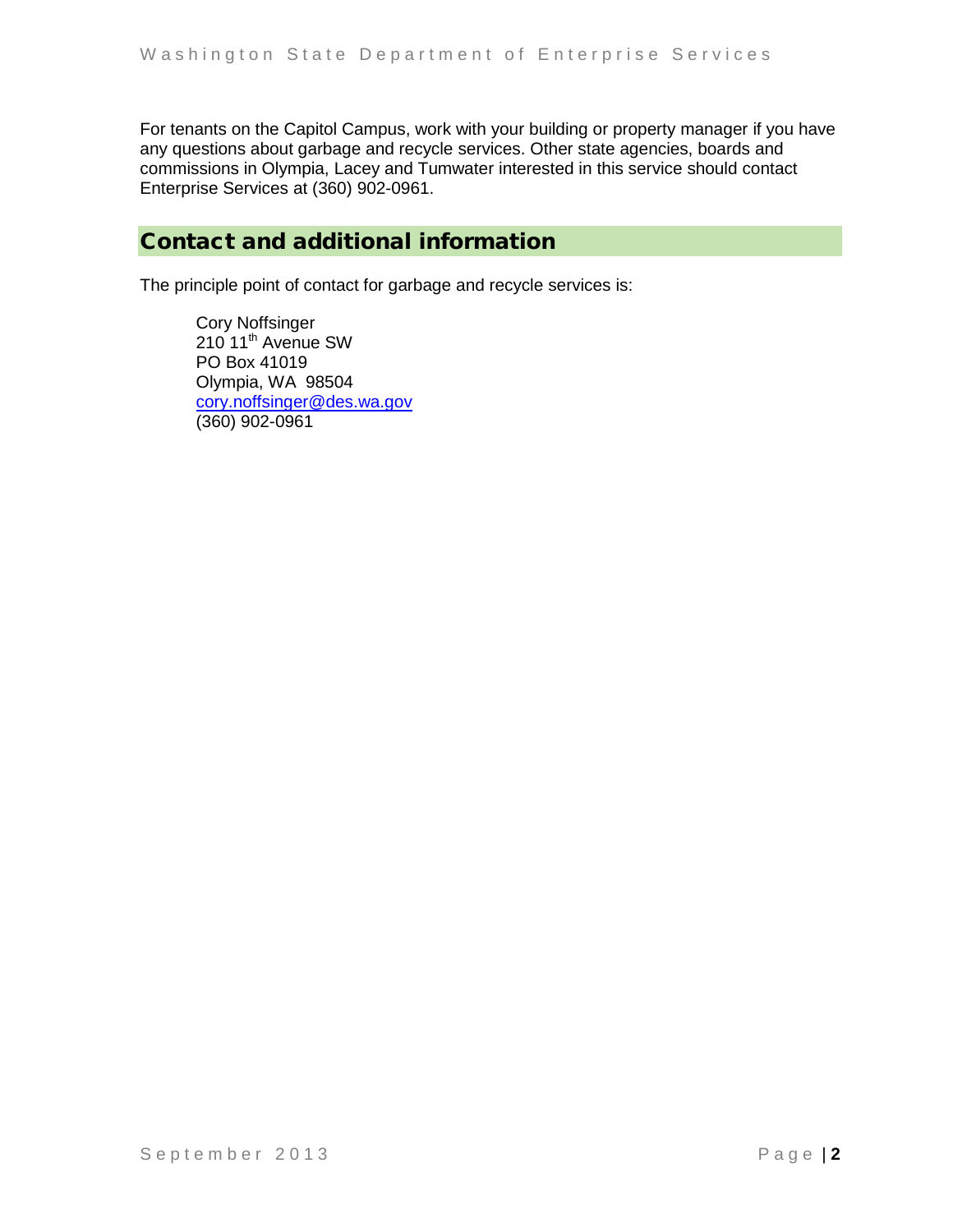For tenants on the Capitol Campus, work with your building or property manager if you have any questions about garbage and recycle services. Other state agencies, boards and commissions in Olympia, Lacey and Tumwater interested in this service should contact Enterprise Services at (360) 902-0961.

## Contact and additional information

The principle point of contact for garbage and recycle services is:

> Cory Noffsinger
> 210 11th Avenue SW
> PO Box 41019
> Olympia, WA 98504
> cory.noffsinger@des.wa.gov
> (360) 902-0961